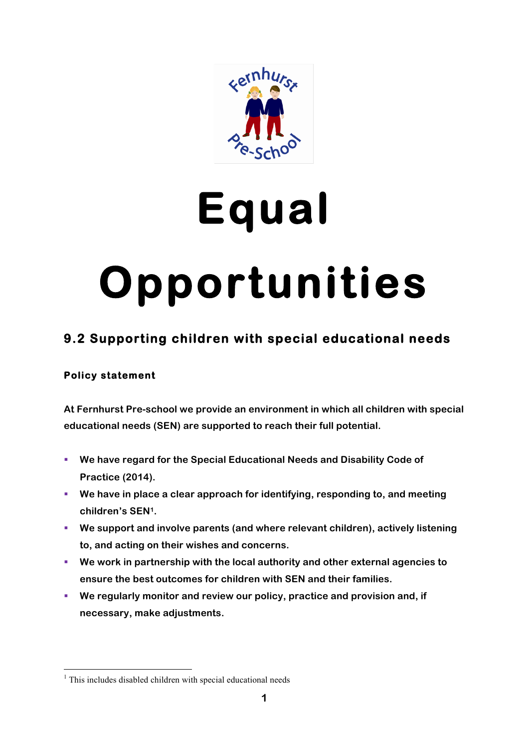# Equal Opportunities

## 9.2 Supporting children with special educational needs

### Policy statement

**At Fernhurst Pre-school we provide an environment in which all children with special educational needs (SEN) are supported to reach their full potential.**

- **We have regard for the Special Educational Needs and Disability Code of Practice (2014).**
- **We have in place a clear approach for identifying, responding to, and meeting children's SEN[1].**
- **We support and involve parents (and where relevant children), actively listening to, and acting on their wishes and concerns.**
- **We work in partnership with the local authority and other external agencies to ensure the best outcomes for children with SEN and their families.**
- **We regularly monitor and review our policy, practice and provision and, if necessary, make adjustments.**

[1] This includes disabled children with special educational needs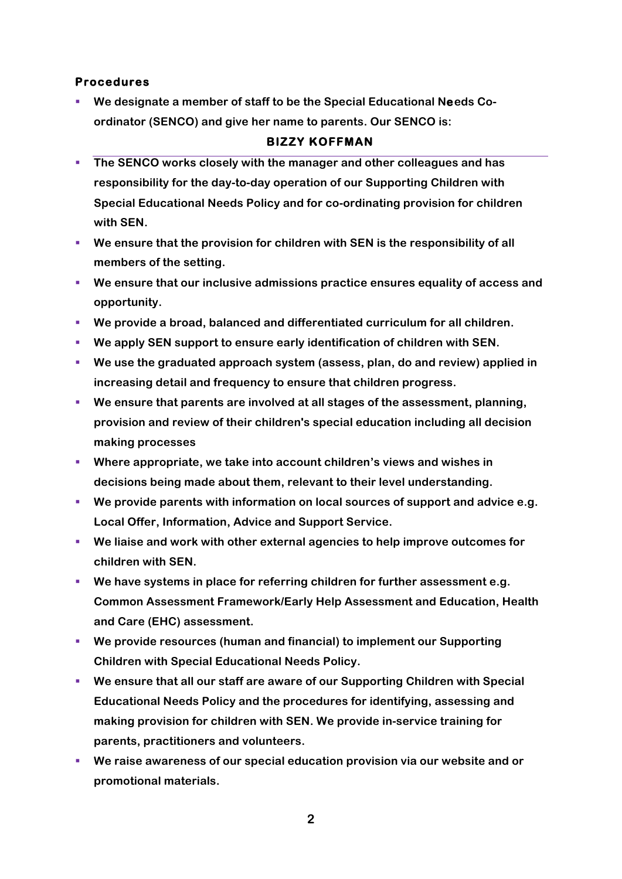**Procedures**

- We designate a member of staff to be the Special Educational Needs Co-ordinator (SENCO) and give her name to parents. Our SENCO is:

  **BIZZY KOFFMAN**

- The SENCO works closely with the manager and other colleagues and has responsibility for the day-to-day operation of our Supporting Children with Special Educational Needs Policy and for co-ordinating provision for children with SEN.
- We ensure that the provision for children with SEN is the responsibility of all members of the setting.
- We ensure that our inclusive admissions practice ensures equality of access and opportunity.
- We provide a broad, balanced and differentiated curriculum for all children.
- We apply SEN support to ensure early identification of children with SEN.
- We use the graduated approach system (assess, plan, do and review) applied in increasing detail and frequency to ensure that children progress.
- We ensure that parents are involved at all stages of the assessment, planning, provision and review of their children's special education including all decision making processes
- Where appropriate, we take into account children's views and wishes in decisions being made about them, relevant to their level understanding.
- We provide parents with information on local sources of support and advice e.g. Local Offer, Information, Advice and Support Service.
- We liaise and work with other external agencies to help improve outcomes for children with SEN.
- We have systems in place for referring children for further assessment e.g. Common Assessment Framework/Early Help Assessment and Education, Health and Care (EHC) assessment.
- We provide resources (human and financial) to implement our Supporting Children with Special Educational Needs Policy.
- We ensure that all our staff are aware of our Supporting Children with Special Educational Needs Policy and the procedures for identifying, assessing and making provision for children with SEN. We provide in-service training for parents, practitioners and volunteers.
- We raise awareness of our special education provision via our website and or promotional materials.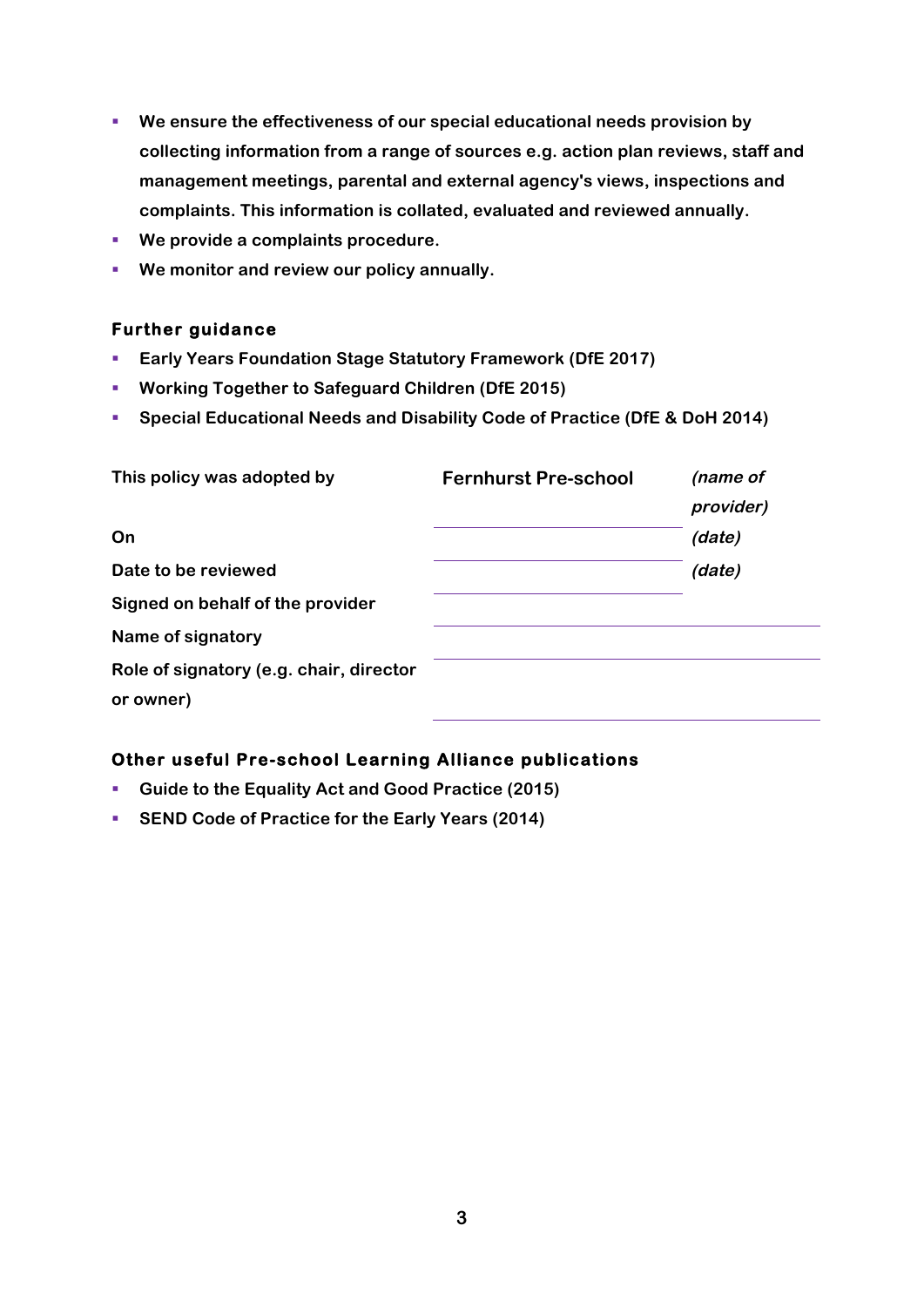- **We ensure the effectiveness of our special educational needs provision by collecting information from a range of sources e.g. action plan reviews, staff and management meetings, parental and external agency's views, inspections and complaints. This information is collated, evaluated and reviewed annually.**
- **We provide a complaints procedure.**
- **We monitor and review our policy annually.**

### Further guidance

- **Early Years Foundation Stage Statutory Framework (DfE 2017)**
- **Working Together to Safeguard Children (DfE 2015)**
- **Special Educational Needs and Disability Code of Practice (DfE & DoH 2014)**

| | | |
|---|---|---|
| **This policy was adopted by** | **Fernhurst Pre-school** | ***(name of provider)*** |
| **On** | | ***(date)*** |
| **Date to be reviewed** | | ***(date)*** |
| **Signed on behalf of the provider** | | |
| **Name of signatory** | | |
| **Role of signatory (e.g. chair, director or owner)** | | |

### Other useful Pre-school Learning Alliance publications

- **Guide to the Equality Act and Good Practice (2015)**
- **SEND Code of Practice for the Early Years (2014)**